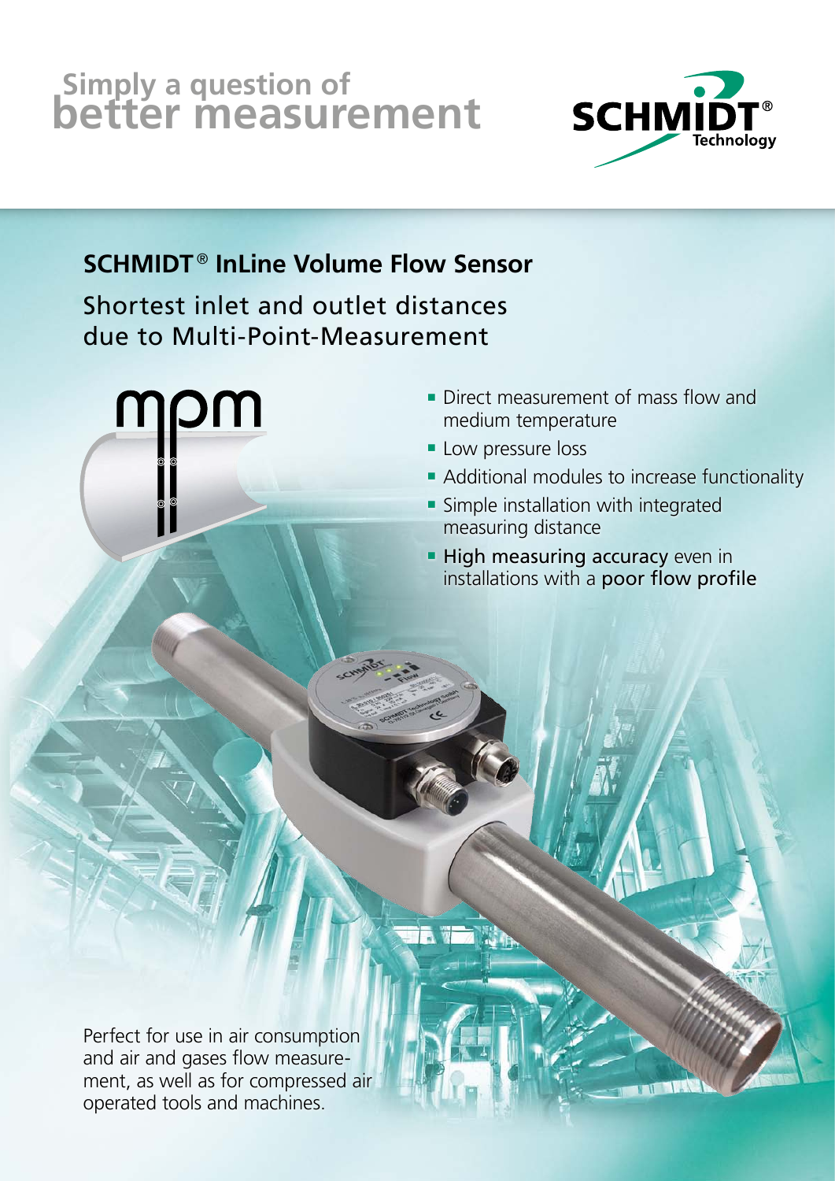# Simply a question of better measurement

SCHMIDT® Technology

## SCHMIDT® InLine Volume Flow Sensor

Shortest inlet and outlet distances due to Multi-Point-Measurement

mpm

- Direct measurement of mass flow and medium temperature
- Low pressure loss
- Additional modules to increase functionality
- Simple installation with integrated measuring distance
- **High measuring accuracy** even in installations with a **poor flow profile**

Perfect for use in air consumption and air and gases flow measurement, as well as for compressed air operated tools and machines.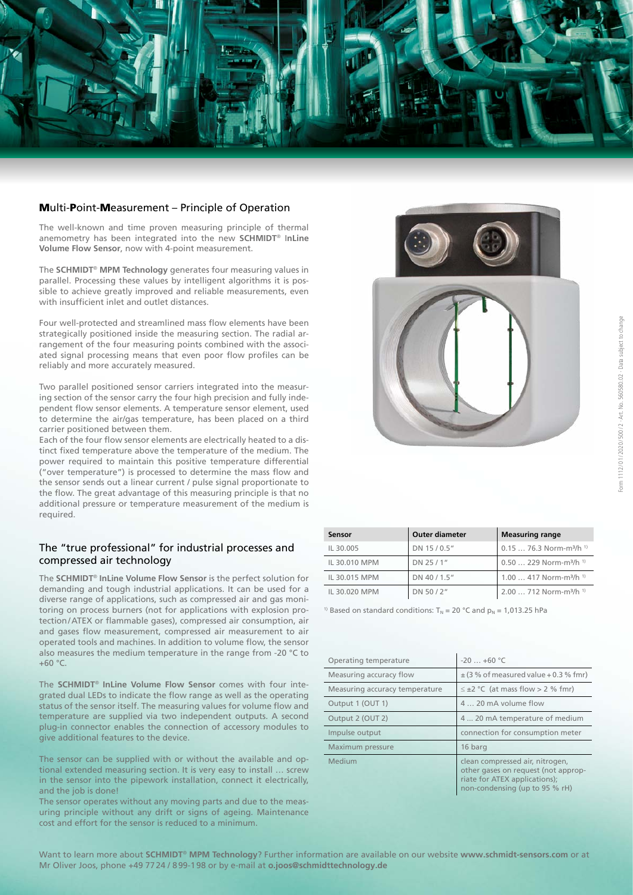## Multi-Point-Measurement – Principle of Operation

The well-known and time proven measuring principle of thermal anemometry has been integrated into the new **SCHMIDT® InLine Volume Flow Sensor**, now with 4-point measurement.

The **SCHMIDT® MPM Technology** generates four measuring values in parallel. Processing these values by intelligent algorithms it is possible to achieve greatly improved and reliable measurements, even with insufficient inlet and outlet distances.

Four well-protected and streamlined mass flow elements have been strategically positioned inside the measuring section. The radial arrangement of the four measuring points combined with the associated signal processing means that even poor flow profiles can be reliably and more accurately measured.

Two parallel positioned sensor carriers integrated into the measuring section of the sensor carry the four high precision and fully independent flow sensor elements. A temperature sensor element, used to determine the air/gas temperature, has been placed on a third carrier positioned between them.

Each of the four flow sensor elements are electrically heated to a distinct fixed temperature above the temperature of the medium. The power required to maintain this positive temperature differential ("over temperature") is processed to determine the mass flow and the sensor sends out a linear current / pulse signal proportionate to the flow. The great advantage of this measuring principle is that no additional pressure or temperature measurement of the medium is required.

## The "true professional" for industrial processes and compressed air technology

The **SCHMIDT® InLine Volume Flow Sensor** is the perfect solution for demanding and tough industrial applications. It can be used for a diverse range of applications, such as compressed air and gas monitoring on process burners (not for applications with explosion protection/ATEX or flammable gases), compressed air consumption, air and gases flow measurement, compressed air measurement to air operated tools and machines. In addition to volume flow, the sensor also measures the medium temperature in the range from -20 °C to +60 °C.

The **SCHMIDT® InLine Volume Flow Sensor** comes with four integrated dual LEDs to indicate the flow range as well as the operating status of the sensor itself. The measuring values for volume flow and temperature are supplied via two independent outputs. A second plug-in connector enables the connection of accessory modules to give additional features to the device.

The sensor can be supplied with or without the available and optional extended measuring section. It is very easy to install … screw in the sensor into the pipework installation, connect it electrically, and the job is done!

The sensor operates without any moving parts and due to the measuring principle without any drift or signs of ageing. Maintenance cost and effort for the sensor is reduced to a minimum.

| Sensor | Outer diameter | Measuring range |
|---|---|---|
| IL 30.005 | DN 15 / 0.5" | 0.15 … 76.3 Norm-m³/h [1] |
| IL 30.010 MPM | DN 25 / 1" | 0.50 … 229 Norm-m³/h [1] |
| IL 30.015 MPM | DN 40 / 1.5" | 1.00 … 417 Norm-m³/h [1] |
| IL 30.020 MPM | DN 50 / 2" | 2.00 … 712 Norm-m³/h [1] |

[1] Based on standard conditions: $T_N$ = 20 °C and $p_N$ = 1,013.25 hPa

| Operating temperature | -20 … +60 °C |
|---|---|
| Measuring accuracy flow | ± (3 % of measured value + 0.3 % fmr) |
| Measuring accuracy temperature | ≤ ±2 °C (at mass flow > 2 % fmr) |
| Output 1 (OUT 1) | 4 … 20 mA volume flow |
| Output 2 (OUT 2) | 4 … 20 mA temperature of medium |
| Impulse output | connection for consumption meter |
| Maximum pressure | 16 barg |
| Medium | clean compressed air, nitrogen, other gases on request (not appropriate for ATEX applications); non-condensing (up to 95 % rH) |

Want to learn more about **SCHMIDT® MPM Technology**? Further information are available on our website **www.schmidt-sensors.com** or at Mr Oliver Joos, phone +49 77 24 / 8 99-1 98 or by e-mail at **o.joos@schmidttechnology.de**

Form 1112/01/2020/500/2 - Art. No. 560580.02 - Data subject to change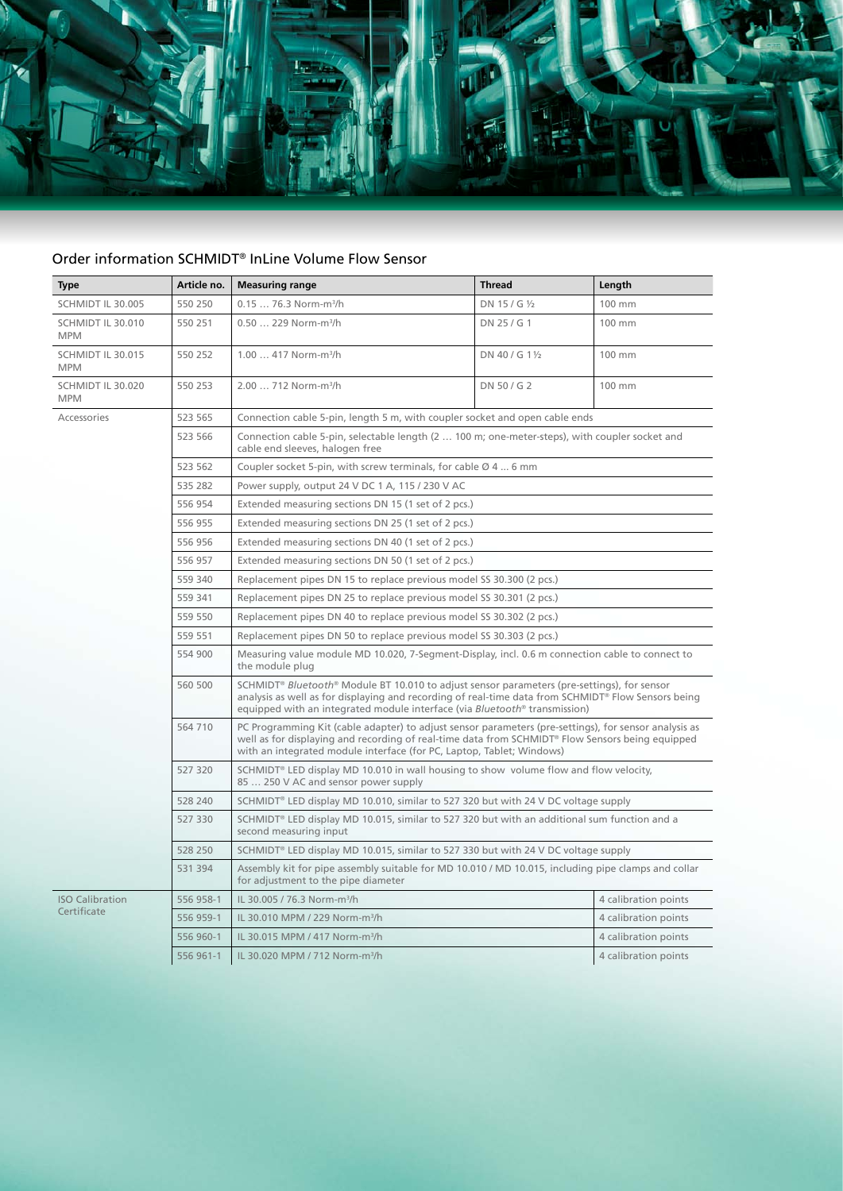## Order information SCHMIDT® InLine Volume Flow Sensor

| Type | Article no. | Measuring range | Thread | Length |
|---|---|---|---|---|
| SCHMIDT IL 30.005 | 550 250 | 0.15 … 76.3 Norm-m³/h | DN 15 / G ½ | 100 mm |
| SCHMIDT IL 30.010 MPM | 550 251 | 0.50 … 229 Norm-m³/h | DN 25 / G 1 | 100 mm |
| SCHMIDT IL 30.015 MPM | 550 252 | 1.00 … 417 Norm-m³/h | DN 40 / G 1½ | 100 mm |
| SCHMIDT IL 30.020 MPM | 550 253 | 2.00 … 712 Norm-m³/h | DN 50 / G 2 | 100 mm |
| Accessories | 523 565 | Connection cable 5-pin, length 5 m, with coupler socket and open cable ends | | |
| | 523 566 | Connection cable 5-pin, selectable length (2 … 100 m; one-meter-steps), with coupler socket and cable end sleeves, halogen free | | |
| | 523 562 | Coupler socket 5-pin, with screw terminals, for cable Ø 4 ... 6 mm | | |
| | 535 282 | Power supply, output 24 V DC 1 A, 115 / 230 V AC | | |
| | 556 954 | Extended measuring sections DN 15 (1 set of 2 pcs.) | | |
| | 556 955 | Extended measuring sections DN 25 (1 set of 2 pcs.) | | |
| | 556 956 | Extended measuring sections DN 40 (1 set of 2 pcs.) | | |
| | 556 957 | Extended measuring sections DN 50 (1 set of 2 pcs.) | | |
| | 559 340 | Replacement pipes DN 15 to replace previous model SS 30.300 (2 pcs.) | | |
| | 559 341 | Replacement pipes DN 25 to replace previous model SS 30.301 (2 pcs.) | | |
| | 559 550 | Replacement pipes DN 40 to replace previous model SS 30.302 (2 pcs.) | | |
| | 559 551 | Replacement pipes DN 50 to replace previous model SS 30.303 (2 pcs.) | | |
| | 554 900 | Measuring value module MD 10.020, 7-Segment-Display, incl. 0.6 m connection cable to connect to the module plug | | |
| | 560 500 | SCHMIDT® *Bluetooth*® Module BT 10.010 to adjust sensor parameters (pre-settings), for sensor analysis as well as for displaying and recording of real-time data from SCHMIDT® Flow Sensors being equipped with an integrated module interface (via *Bluetooth*® transmission) | | |
| | 564 710 | PC Programming Kit (cable adapter) to adjust sensor parameters (pre-settings), for sensor analysis as well as for displaying and recording of real-time data from SCHMIDT® Flow Sensors being equipped with an integrated module interface (for PC, Laptop, Tablet; Windows) | | |
| | 527 320 | SCHMIDT® LED display MD 10.010 in wall housing to show volume flow and flow velocity, 85 … 250 V AC and sensor power supply | | |
| | 528 240 | SCHMIDT® LED display MD 10.010, similar to 527 320 but with 24 V DC voltage supply | | |
| | 527 330 | SCHMIDT® LED display MD 10.015, similar to 527 320 but with an additional sum function and a second measuring input | | |
| | 528 250 | SCHMIDT® LED display MD 10.015, similar to 527 330 but with 24 V DC voltage supply | | |
| | 531 394 | Assembly kit for pipe assembly suitable for MD 10.010 / MD 10.015, including pipe clamps and collar for adjustment to the pipe diameter | | |
| ISO Calibration Certificate | 556 958-1 | IL 30.005 / 76.3 Norm-m³/h | | 4 calibration points |
| | 556 959-1 | IL 30.010 MPM / 229 Norm-m³/h | | 4 calibration points |
| | 556 960-1 | IL 30.015 MPM / 417 Norm-m³/h | | 4 calibration points |
| | 556 961-1 | IL 30.020 MPM / 712 Norm-m³/h | | 4 calibration points |